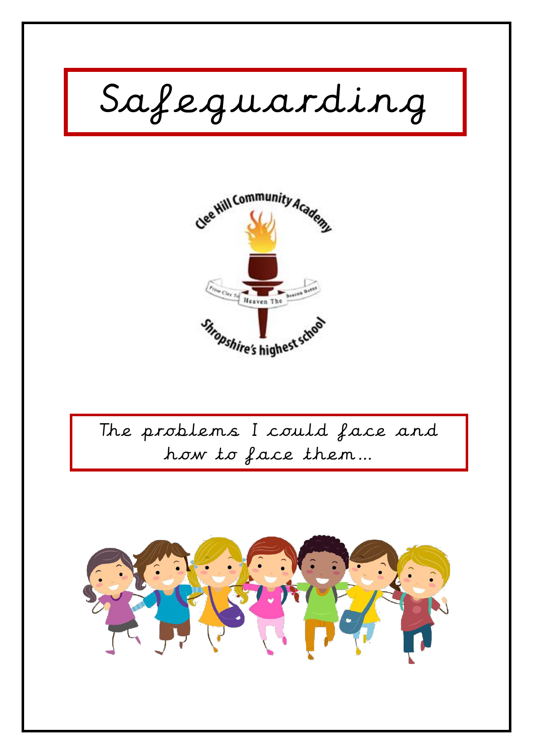# Safeguarding

Clee Hill Community Academy

From Clee To Heaven The Beacon Burns

Shropshire's highest school

The problems I could face and how to face them…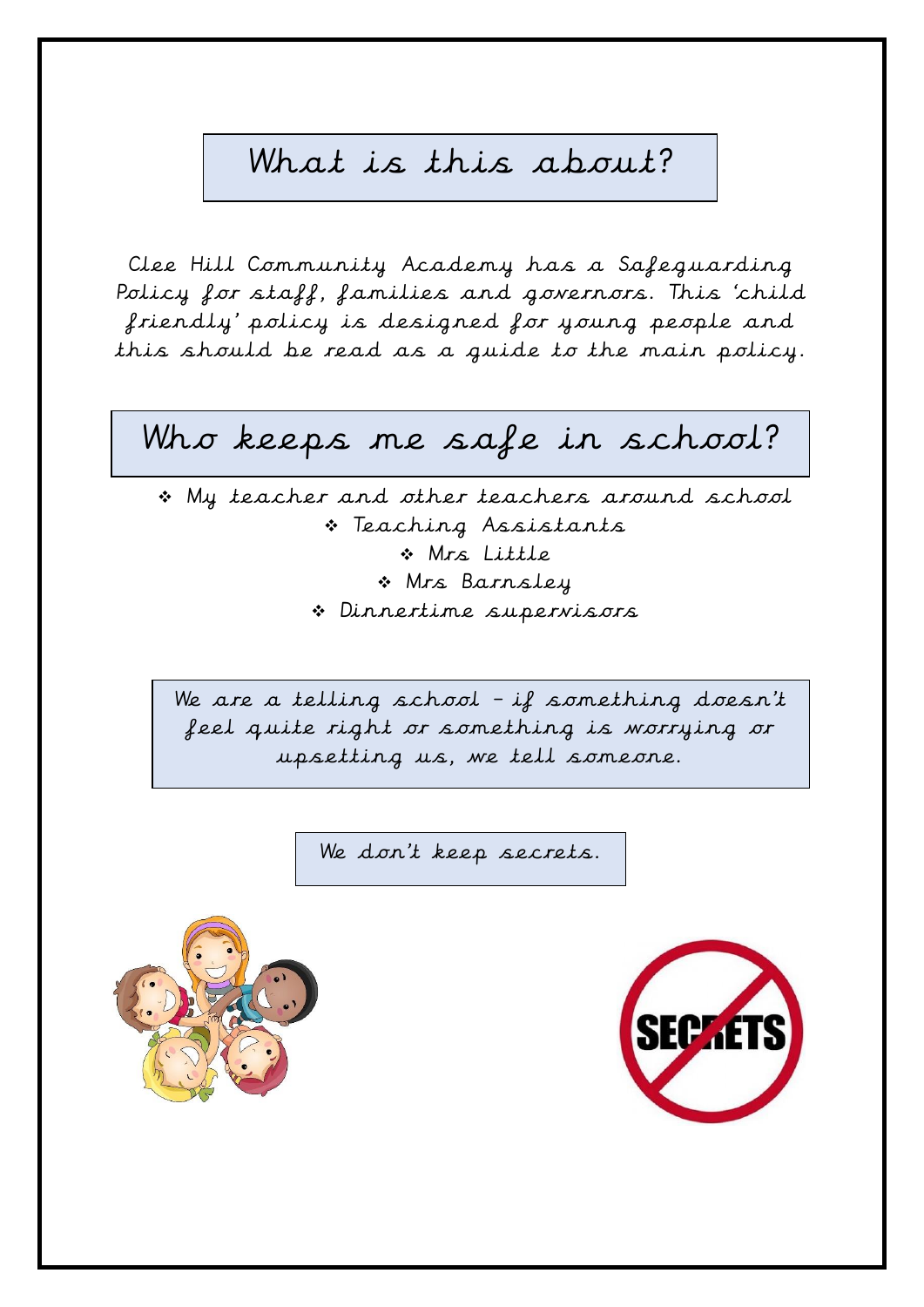## What is this about?

Clee Hill Community Academy has a Safeguarding Policy for staff, families and governors. This 'child friendly' policy is designed for young people and this should be read as a guide to the main policy.

## Who keeps me safe in school?

- My teacher and other teachers around school
- Teaching Assistants
- Mrs Little
- Mrs Barnsley
- Dinnertime supervisors

We are a telling school – if something doesn't feel quite right or something is worrying or upsetting us, we tell someone.

We don't keep secrets.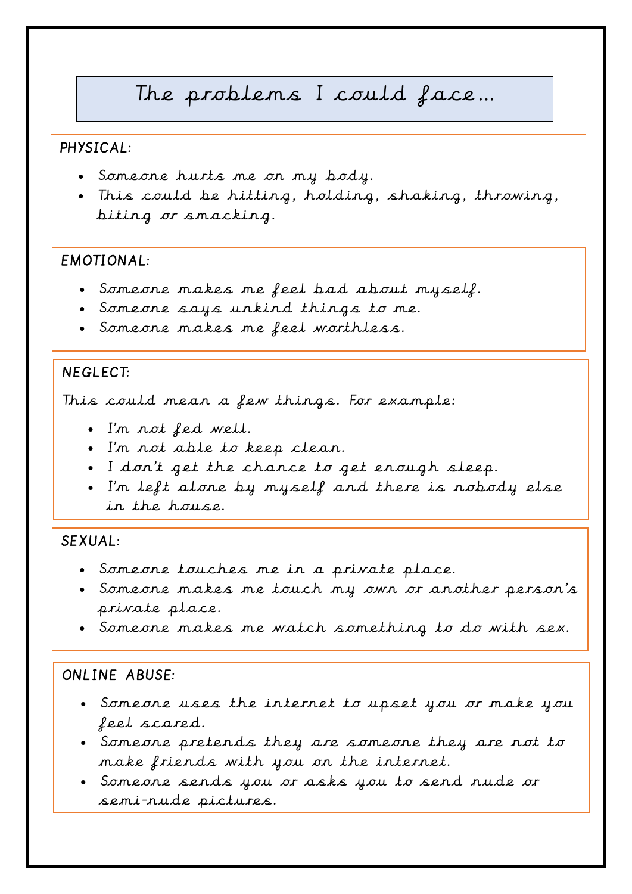# The problems I could face…

**PHYSICAL:**

- Someone hurts me on my body.
- This could be hitting, holding, shaking, throwing, biting or smacking.

**EMOTIONAL:**

- Someone makes me feel bad about myself.
- Someone says unkind things to me.
- Someone makes me feel worthless.

**NEGLECT:**

This could mean a few things. For example:

- I'm not fed well.
- I'm not able to keep clean.
- I don't get the chance to get enough sleep.
- I'm left alone by myself and there is nobody else in the house.

**SEXUAL:**

- Someone touches me in a private place.
- Someone makes me touch my own or another person's private place.
- Someone makes me watch something to do with sex.

**ONLINE ABUSE:**

- Someone uses the internet to upset you or make you feel scared.
- Someone pretends they are someone they are not to make friends with you on the internet.
- Someone sends you or asks you to send nude or semi-nude pictures.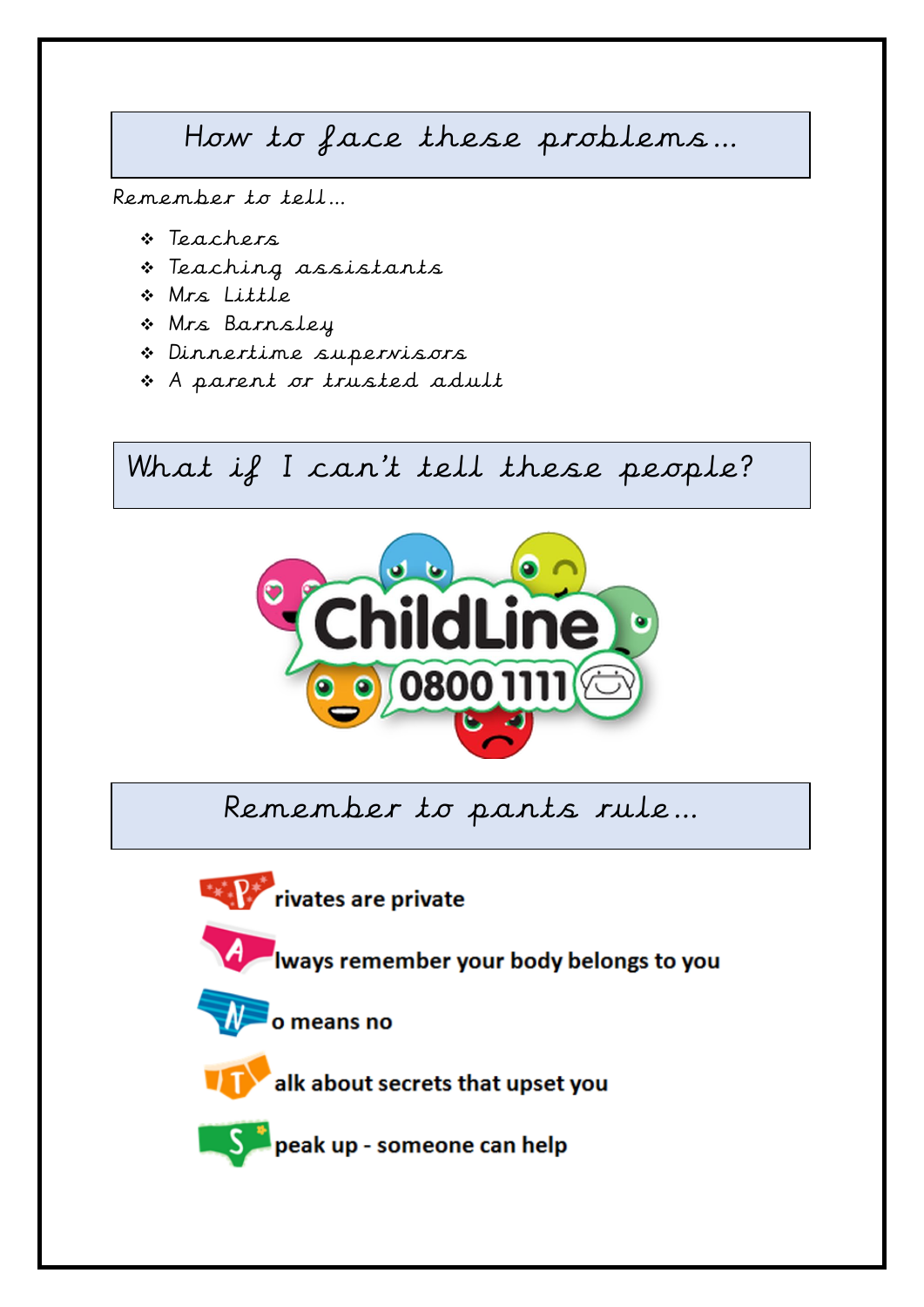## How to face these problems…

Remember to tell…

- Teachers
- Teaching assistants
- Mrs Little
- Mrs Barnsley
- Dinnertime supervisors
- A parent or trusted adult

## What if I can't tell these people?

ChildLine
0800 1111

## Remember to pants rule…

**P rivates are private**

**A lways remember your body belongs to you**

**N o means no**

**T alk about secrets that upset you**

**S peak up - someone can help**